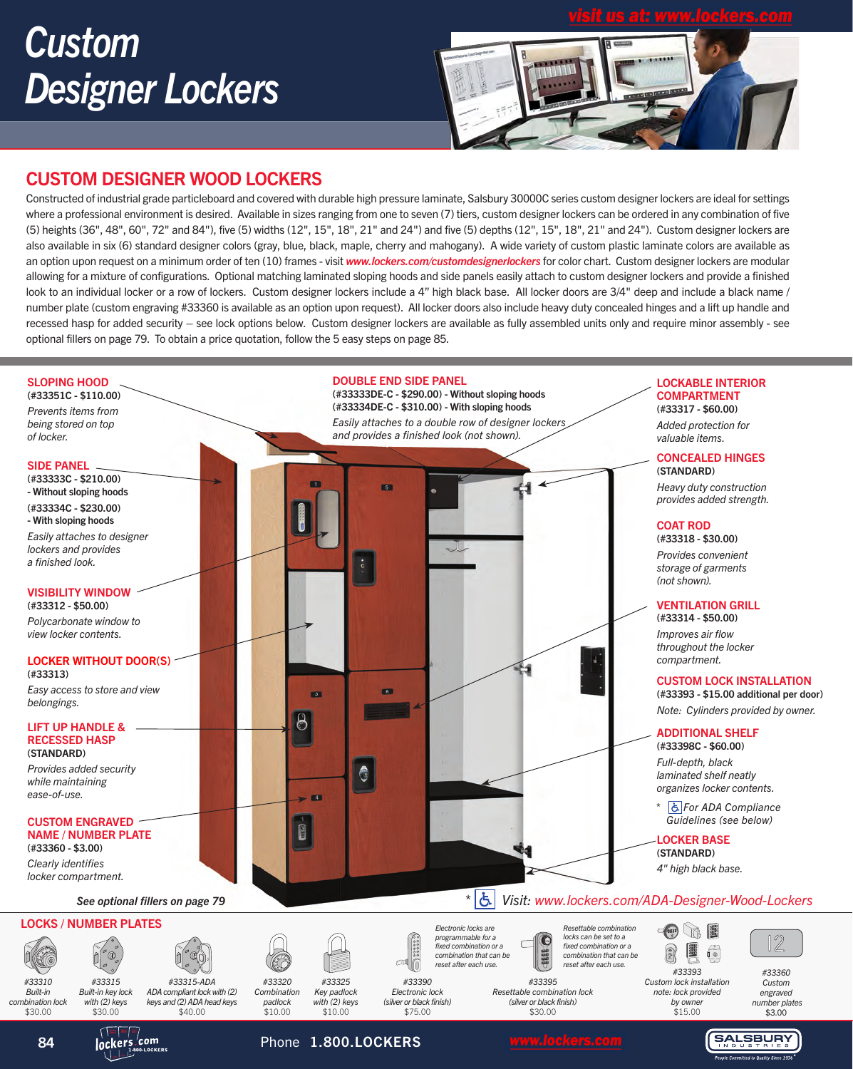# Custom Designer Lockers

visit us at: www.lockers.com

## CUSTOM DESIGNER WOOD LOCKERS

Constructed of industrial grade particleboard and covered with durable high pressure laminate, Salsbury 30000C series custom designer lockers are ideal for settings where a professional environment is desired. Available in sizes ranging from one to seven (7) tiers, custom designer lockers can be ordered in any combination of five (5) heights (36", 48", 60", 72" and 84"), five (5) widths (12", 15", 18", 21" and 24") and five (5) depths (12", 15", 18", 21" and 24"). Custom designer lockers are also available in six (6) standard designer colors (gray, blue, black, maple, cherry and mahogany). A wide variety of custom plastic laminate colors are available as an option upon request on a minimum order of ten (10) frames - visit *www.lockers.com/customdesignerlockers* for color chart. Custom designer lockers are modular allowing for a mixture of configurations. Optional matching laminated sloping hoods and side panels easily attach to custom designer lockers and provide a finished look to an individual locker or a row of lockers. Custom designer lockers include a 4" high black base. All locker doors are 3/4" deep and include a black name / number plate (custom engraving #33360 is available as an option upon request). All locker doors also include heavy duty concealed hinges and a lift up handle and recessed hasp for added security – see lock options below. Custom designer lockers are available as fully assembled units only and require minor assembly - see optional fillers on page 79. To obtain a price quotation, follow the 5 easy steps on page 85.

### SLOPING HOOD
**(#33351C - $110.00)**
*Prevents items from being stored on top of locker.*

### SIDE PANEL
**(#33333C - $210.00)**
**- Without sloping hoods**
**(#33334C - $230.00)**
**- With sloping hoods**
*Easily attaches to designer lockers and provides a finished look.*

### VISIBILITY WINDOW
**(#33312 - $50.00)**
*Polycarbonate window to view locker contents.*

### LOCKER WITHOUT DOOR(S)
**(#33313)**
*Easy access to store and view belongings.*

### LIFT UP HANDLE & RECESSED HASP
**(STANDARD)**
*Provides added security while maintaining ease-of-use.*

### CUSTOM ENGRAVED NAME / NUMBER PLATE
**(#33360 - $3.00)**
*Clearly identifies locker compartment.*

### DOUBLE END SIDE PANEL
**(#33333DE-C - $290.00) - Without sloping hoods**
**(#33334DE-C - $310.00) - With sloping hoods**
*Easily attaches to a double row of designer lockers and provides a finished look (not shown).*

### LOCKABLE INTERIOR COMPARTMENT
**(#33317 - $60.00)**
*Added protection for valuable items.*

### CONCEALED HINGES
**(STANDARD)**
*Heavy duty construction provides added strength.*

### COAT ROD
**(#33318 - $30.00)**
*Provides convenient storage of garments (not shown).*

### VENTILATION GRILL
**(#33314 - $50.00)**
*Improves air flow throughout the locker compartment.*

### CUSTOM LOCK INSTALLATION
**(#33393 - $15.00 additional per door)**
*Note: Cylinders provided by owner.*

### ADDITIONAL SHELF
**(#33398C - $60.00)**
*Full-depth, black laminated shelf neatly organizes locker contents.*

\* *For ADA Compliance Guidelines (see below)*

### LOCKER BASE
**(STANDARD)**
*4" high black base.*

*See optional fillers on page 79*

\* Visit: *www.lockers.com/ADA-Designer-Wood-Lockers*

## LOCKS / NUMBER PLATES

*Electronic locks are programmable for a fixed combination or a combination that can be reset after each use.*

*Resettable combination locks can be set to a fixed combination or a combination that can be reset after each use.*

| Item | Description | Price |
|---|---|---|
| #33310 | Built-in combination lock | $30.00 |
| #33315 | Built-in key lock with (2) keys | $30.00 |
| #33315-ADA | ADA compliant lock with (2) keys and (2) ADA head keys | $40.00 |
| #33320 | Combination padlock | $10.00 |
| #33325 | Key padlock with (2) keys | $10.00 |
| #33390 | Electronic lock (silver or black finish) | $75.00 |
| #33395 | Resettable combination lock (silver or black finish) | $30.00 |
| #33393 | Custom lock installation note: lock provided by owner | $15.00 |
| #33360 | Custom engraved number plates | $3.00 |

Phone 1.800.LOCKERS www.lockers.com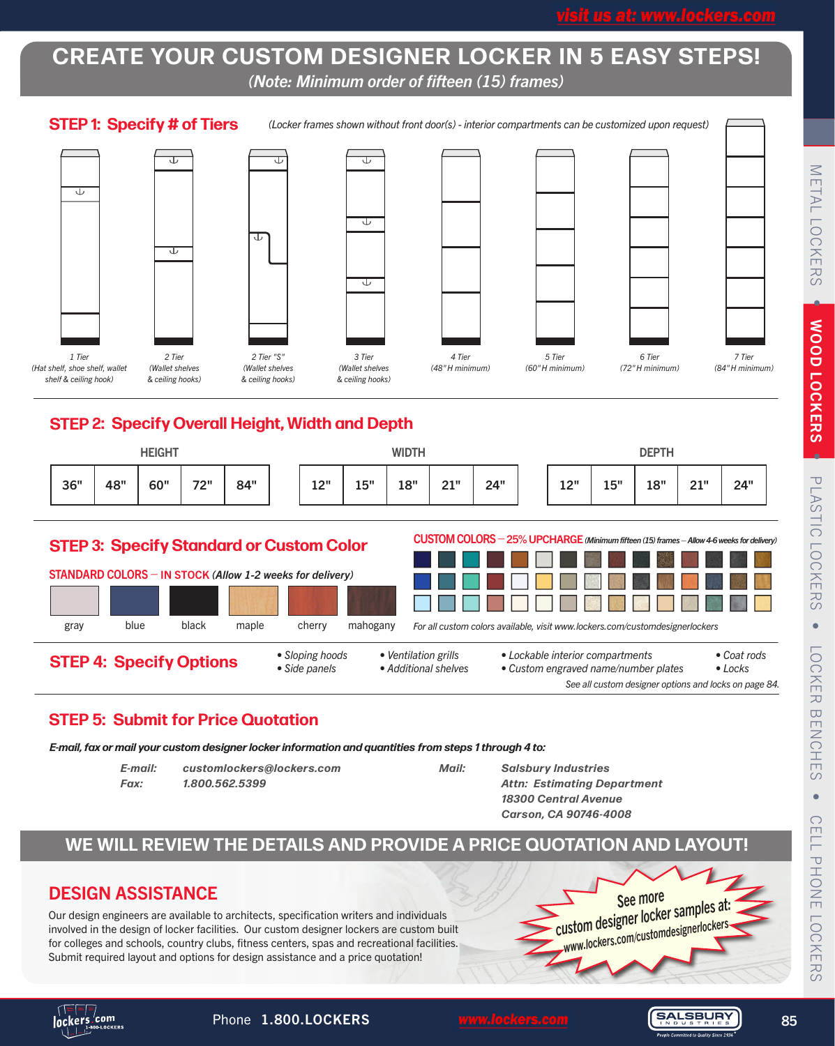# CREATE YOUR CUSTOM DESIGNER LOCKER IN 5 EASY STEPS!

*(Note: Minimum order of fifteen (15) frames)*

## STEP 1: Specify # of Tiers

*(Locker frames shown without front door(s) - interior compartments can be customized upon request)*

1 Tier (Hat shelf, shoe shelf, wallet shelf & ceiling hook)

2 Tier (Wallet shelves & ceiling hooks)

2 Tier "S" (Wallet shelves & ceiling hooks)

3 Tier (Wallet shelves & ceiling hooks)

4 Tier (48" H minimum)

5 Tier (60" H minimum)

6 Tier (72" H minimum)

7 Tier (84" H minimum)

## STEP 2: Specify Overall Height, Width and Depth

| HEIGHT | | | | |
|---|---|---|---|---|
| 36" | 48" | 60" | 72" | 84" |

| WIDTH | | | | |
|---|---|---|---|---|
| 12" | 15" | 18" | 21" | 24" |

| DEPTH | | | | |
|---|---|---|---|---|
| 12" | 15" | 18" | 21" | 24" |

## STEP 3: Specify Standard or Custom Color

**STANDARD COLORS – IN STOCK** *(Allow 1-2 weeks for delivery)*

gray, blue, black, maple, cherry, mahogany

**CUSTOM COLORS – 25% UPCHARGE** *(Minimum fifteen (15) frames – Allow 4-6 weeks for delivery)*

*For all custom colors available, visit www.lockers.com/customdesignerlockers*

## STEP 4: Specify Options

- Sloping hoods
- Side panels
- Ventilation grills
- Additional shelves
- Lockable interior compartments
- Custom engraved name/number plates
- Coat rods
- Locks

*See all custom designer options and locks on page 84.*

## STEP 5: Submit for Price Quotation

***E-mail, fax or mail your custom designer locker information and quantities from steps 1 through 4 to:***

***E-mail:*** ***customlockers@lockers.com***
***Fax:*** ***1.800.562.5399***

***Mail:***
***Salsbury Industries***
***Attn: Estimating Department***
***18300 Central Avenue***
***Carson, CA 90746-4008***

## WE WILL REVIEW THE DETAILS AND PROVIDE A PRICE QUOTATION AND LAYOUT!

## DESIGN ASSISTANCE

Our design engineers are available to architects, specification writers and individuals involved in the design of locker facilities. Our custom designer lockers are custom built for colleges and schools, country clubs, fitness centers, spas and recreational facilities. Submit required layout and options for design assistance and a price quotation!

See more custom designer locker samples at: www.lockers.com/customdesignerlockers